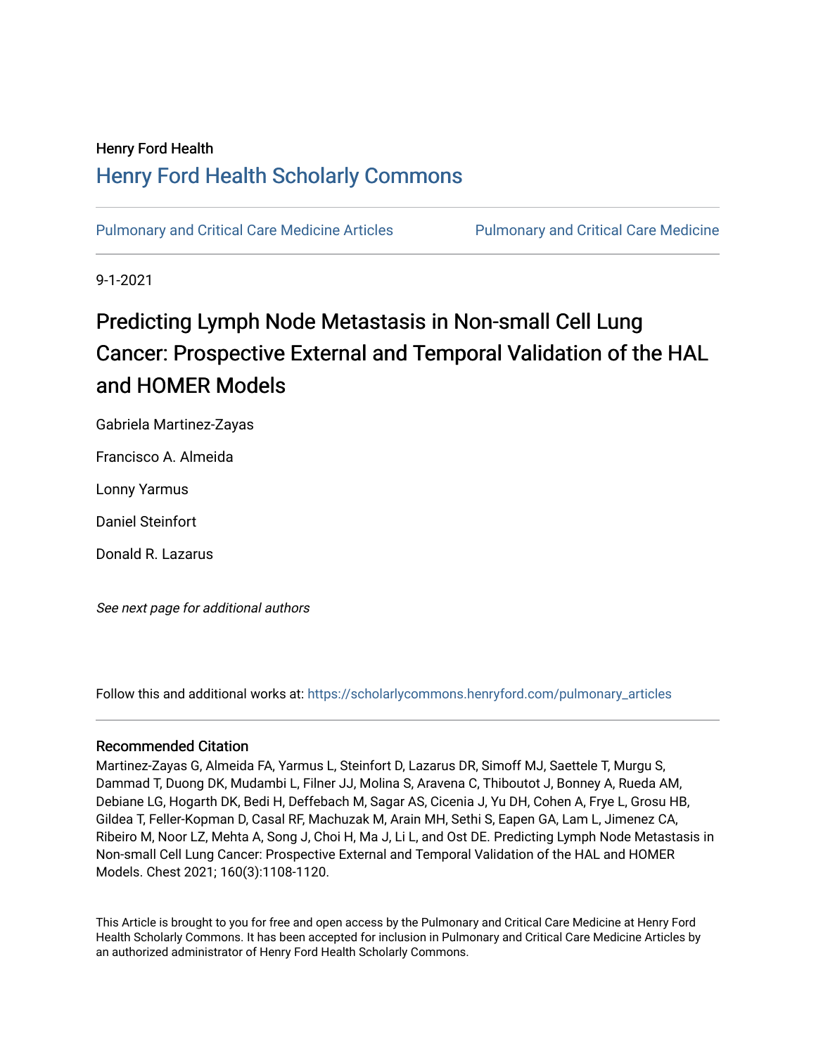Henry Ford Health

## Henry Ford Health Scholarly Commons

Pulmonary and Critical Care Medicine Articles | Pulmonary and Critical Care Medicine

9-1-2021

# Predicting Lymph Node Metastasis in Non-small Cell Lung Cancer: Prospective External and Temporal Validation of the HAL and HOMER Models

Gabriela Martinez-Zayas

Francisco A. Almeida

Lonny Yarmus

Daniel Steinfort

Donald R. Lazarus

*See next page for additional authors*

Follow this and additional works at: https://scholarlycommons.henryford.com/pulmonary_articles

### Recommended Citation

Martinez-Zayas G, Almeida FA, Yarmus L, Steinfort D, Lazarus DR, Simoff MJ, Saettele T, Murgu S, Dammad T, Duong DK, Mudambi L, Filner JJ, Molina S, Aravena C, Thiboutot J, Bonney A, Rueda AM, Debiane LG, Hogarth DK, Bedi H, Deffebach M, Sagar AS, Cicenia J, Yu DH, Cohen A, Frye L, Grosu HB, Gildea T, Feller-Kopman D, Casal RF, Machuzak M, Arain MH, Sethi S, Eapen GA, Lam L, Jimenez CA, Ribeiro M, Noor LZ, Mehta A, Song J, Choi H, Ma J, Li L, and Ost DE. Predicting Lymph Node Metastasis in Non-small Cell Lung Cancer: Prospective External and Temporal Validation of the HAL and HOMER Models. Chest 2021; 160(3):1108-1120.

This Article is brought to you for free and open access by the Pulmonary and Critical Care Medicine at Henry Ford Health Scholarly Commons. It has been accepted for inclusion in Pulmonary and Critical Care Medicine Articles by an authorized administrator of Henry Ford Health Scholarly Commons.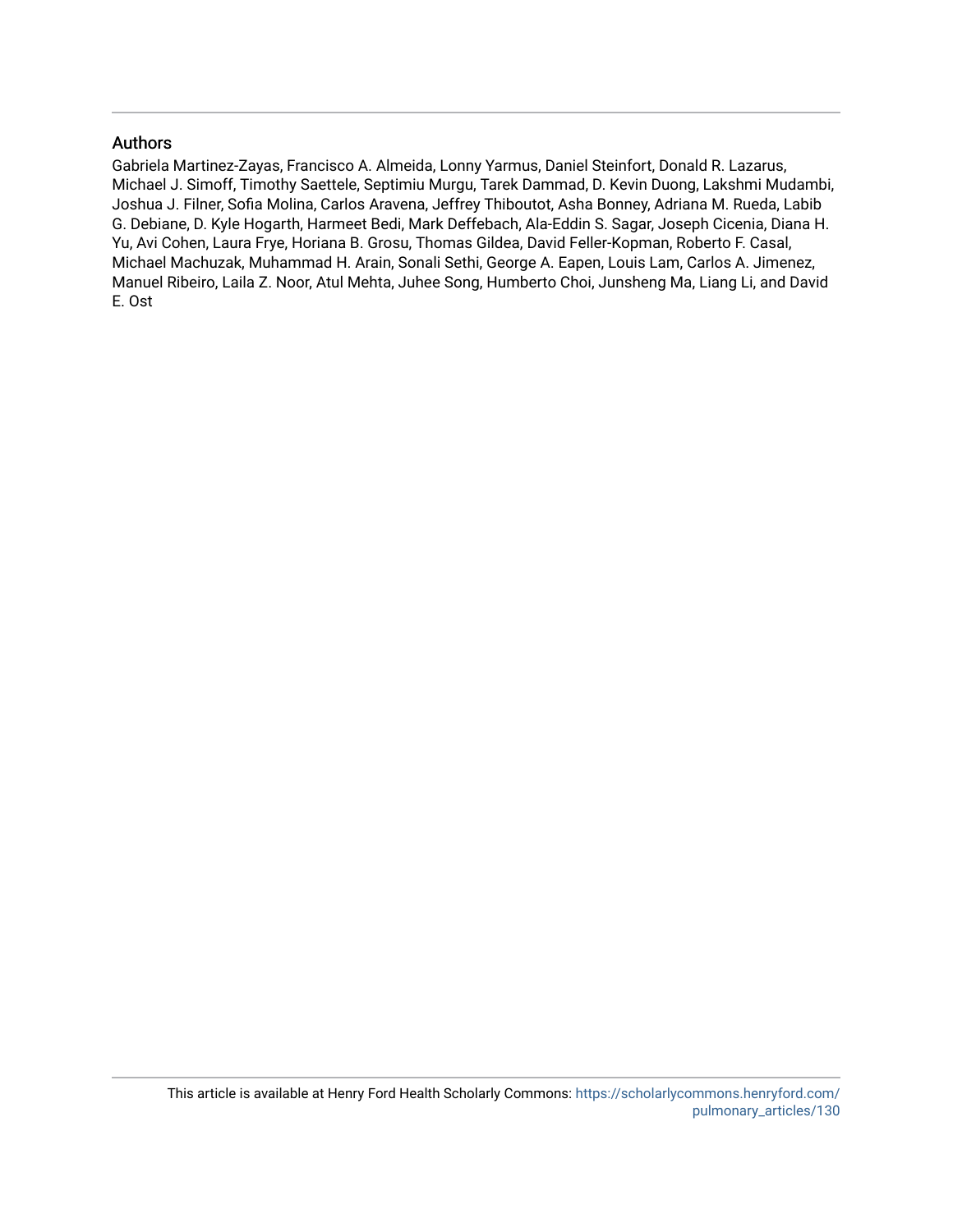## Authors

Gabriela Martinez-Zayas, Francisco A. Almeida, Lonny Yarmus, Daniel Steinfort, Donald R. Lazarus, Michael J. Simoff, Timothy Saettele, Septimiu Murgu, Tarek Dammad, D. Kevin Duong, Lakshmi Mudambi, Joshua J. Filner, Sofia Molina, Carlos Aravena, Jeffrey Thiboutot, Asha Bonney, Adriana M. Rueda, Labib G. Debiane, D. Kyle Hogarth, Harmeet Bedi, Mark Deffebach, Ala-Eddin S. Sagar, Joseph Cicenia, Diana H. Yu, Avi Cohen, Laura Frye, Horiana B. Grosu, Thomas Gildea, David Feller-Kopman, Roberto F. Casal, Michael Machuzak, Muhammad H. Arain, Sonali Sethi, George A. Eapen, Louis Lam, Carlos A. Jimenez, Manuel Ribeiro, Laila Z. Noor, Atul Mehta, Juhee Song, Humberto Choi, Junsheng Ma, Liang Li, and David E. Ost

This article is available at Henry Ford Health Scholarly Commons: https://scholarlycommons.henryford.com/pulmonary_articles/130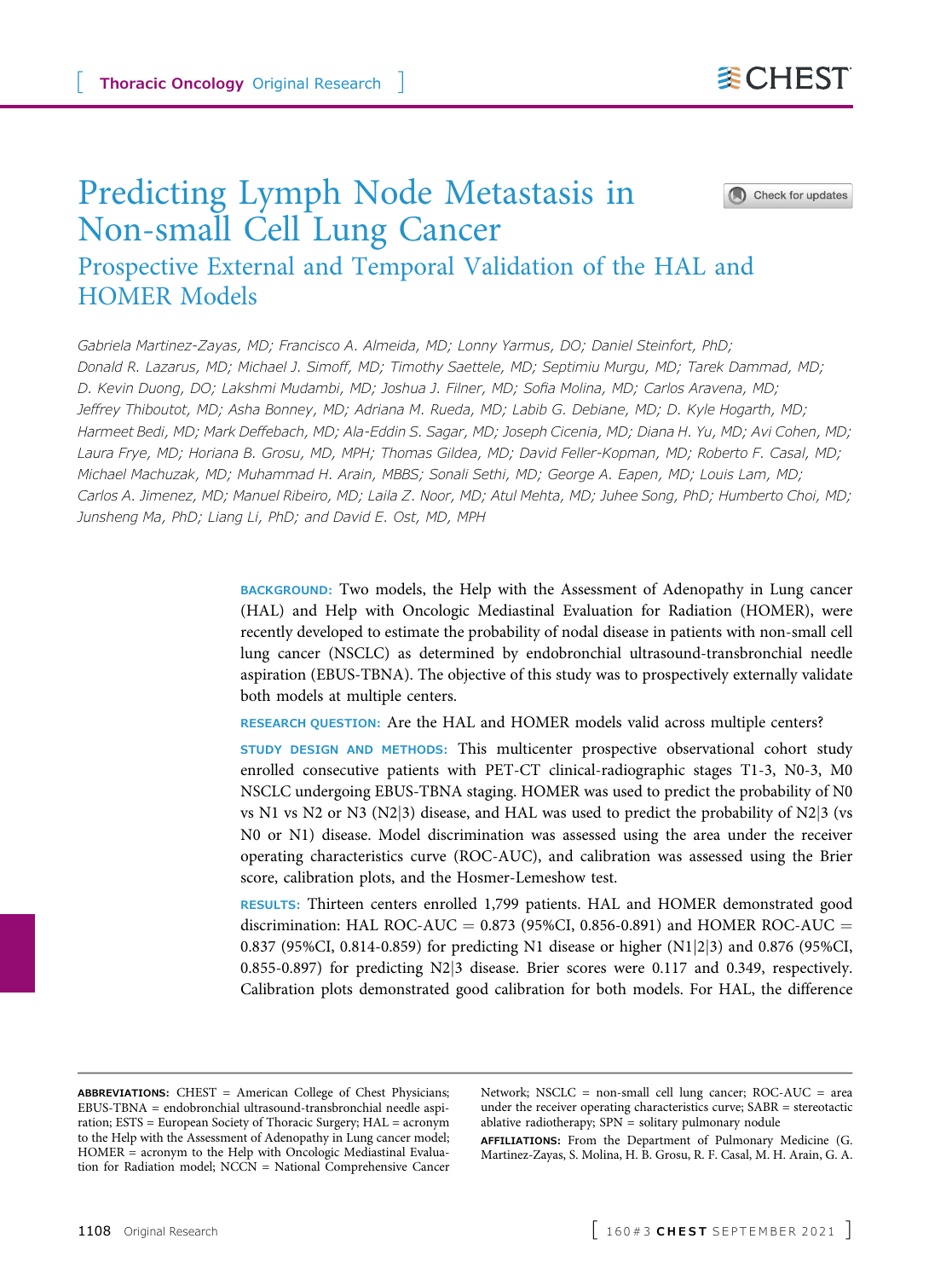# Predicting Lymph Node Metastasis in Non-small Cell Lung Cancer

## Prospective External and Temporal Validation of the HAL and HOMER Models

Gabriela Martinez-Zayas, MD; Francisco A. Almeida, MD; Lonny Yarmus, DO; Daniel Steinfort, PhD; Donald R. Lazarus, MD; Michael J. Simoff, MD; Timothy Saettele, MD; Septimiu Murgu, MD; Tarek Dammad, MD; D. Kevin Duong, DO; Lakshmi Mudambi, MD; Joshua J. Filner, MD; Sofia Molina, MD; Carlos Aravena, MD; Jeffrey Thiboutot, MD; Asha Bonney, MD; Adriana M. Rueda, MD; Labib G. Debiane, MD; D. Kyle Hogarth, MD; Harmeet Bedi, MD; Mark Deffebach, MD; Ala-Eddin S. Sagar, MD; Joseph Cicenia, MD; Diana H. Yu, MD; Avi Cohen, MD; Laura Frye, MD; Horiana B. Grosu, MD, MPH; Thomas Gildea, MD; David Feller-Kopman, MD; Roberto F. Casal, MD; Michael Machuzak, MD; Muhammad H. Arain, MBBS; Sonali Sethi, MD; George A. Eapen, MD; Louis Lam, MD; Carlos A. Jimenez, MD; Manuel Ribeiro, MD; Laila Z. Noor, MD; Atul Mehta, MD; Juhee Song, PhD; Humberto Choi, MD; Junsheng Ma, PhD; Liang Li, PhD; and David E. Ost, MD, MPH

**BACKGROUND:** Two models, the Help with the Assessment of Adenopathy in Lung cancer (HAL) and Help with Oncologic Mediastinal Evaluation for Radiation (HOMER), were recently developed to estimate the probability of nodal disease in patients with non-small cell lung cancer (NSCLC) as determined by endobronchial ultrasound-transbronchial needle aspiration (EBUS-TBNA). The objective of this study was to prospectively externally validate both models at multiple centers.

**RESEARCH QUESTION:** Are the HAL and HOMER models valid across multiple centers?

**STUDY DESIGN AND METHODS:** This multicenter prospective observational cohort study enrolled consecutive patients with PET-CT clinical-radiographic stages T1-3, N0-3, M0 NSCLC undergoing EBUS-TBNA staging. HOMER was used to predict the probability of N0 vs N1 vs N2 or N3 (N2|3) disease, and HAL was used to predict the probability of N2|3 (vs N0 or N1) disease. Model discrimination was assessed using the area under the receiver operating characteristics curve (ROC-AUC), and calibration was assessed using the Brier score, calibration plots, and the Hosmer-Lemeshow test.

**RESULTS:** Thirteen centers enrolled 1,799 patients. HAL and HOMER demonstrated good discrimination: HAL ROC-AUC = 0.873 (95%CI, 0.856-0.891) and HOMER ROC-AUC = 0.837 (95%CI, 0.814-0.859) for predicting N1 disease or higher (N1|2|3) and 0.876 (95%CI, 0.855-0.897) for predicting N2|3 disease. Brier scores were 0.117 and 0.349, respectively. Calibration plots demonstrated good calibration for both models. For HAL, the difference

**ABBREVIATIONS:** CHEST = American College of Chest Physicians; EBUS-TBNA = endobronchial ultrasound-transbronchial needle aspiration; ESTS = European Society of Thoracic Surgery; HAL = acronym to the Help with the Assessment of Adenopathy in Lung cancer model; HOMER = acronym to the Help with Oncologic Mediastinal Evaluation for Radiation model; NCCN = National Comprehensive Cancer Network; NSCLC = non-small cell lung cancer; ROC-AUC = area under the receiver operating characteristics curve; SABR = stereotactic ablative radiotherapy; SPN = solitary pulmonary nodule

**AFFILIATIONS:** From the Department of Pulmonary Medicine (G. Martinez-Zayas, S. Molina, H. B. Grosu, R. F. Casal, M. H. Arain, G. A.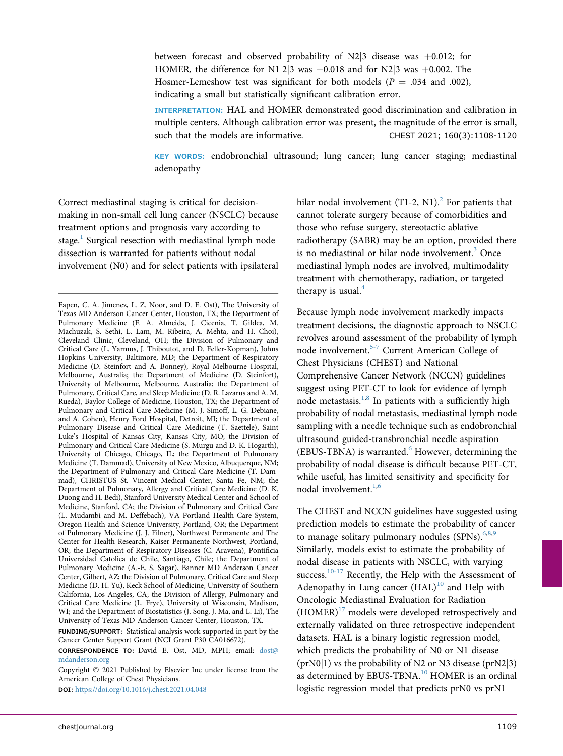between forecast and observed probability of N2|3 disease was +0.012; for HOMER, the difference for N1|2|3 was −0.018 and for N2|3 was +0.002. The Hosmer-Lemeshow test was significant for both models ($P$ = .034 and .002), indicating a small but statistically significant calibration error.

INTERPRETATION: HAL and HOMER demonstrated good discrimination and calibration in multiple centers. Although calibration error was present, the magnitude of the error is small, such that the models are informative.

CHEST 2021; 160(3):1108-1120

KEY WORDS: endobronchial ultrasound; lung cancer; lung cancer staging; mediastinal adenopathy

Correct mediastinal staging is critical for decision-making in non-small cell lung cancer (NSCLC) because treatment options and prognosis vary according to stage.[1] Surgical resection with mediastinal lymph node dissection is warranted for patients without nodal involvement (N0) and for select patients with ipsilateral hilar nodal involvement (T1-2, N1).[2] For patients that cannot tolerate surgery because of comorbidities and those who refuse surgery, stereotactic ablative radiotherapy (SABR) may be an option, provided there is no mediastinal or hilar node involvement.[3] Once mediastinal lymph nodes are involved, multimodality treatment with chemotherapy, radiation, or targeted therapy is usual.[4]

Because lymph node involvement markedly impacts treatment decisions, the diagnostic approach to NSCLC revolves around assessment of the probability of lymph node involvement.[5-7] Current American College of Chest Physicians (CHEST) and National Comprehensive Cancer Network (NCCN) guidelines suggest using PET-CT to look for evidence of lymph node metastasis.[1,8] In patients with a sufficiently high probability of nodal metastasis, mediastinal lymph node sampling with a needle technique such as endobronchial ultrasound guided-transbronchial needle aspiration (EBUS-TBNA) is warranted.[6] However, determining the probability of nodal disease is difficult because PET-CT, while useful, has limited sensitivity and specificity for nodal involvement.[1,6]

The CHEST and NCCN guidelines have suggested using prediction models to estimate the probability of cancer to manage solitary pulmonary nodules (SPNs).[6,8,9] Similarly, models exist to estimate the probability of nodal disease in patients with NSCLC, with varying success.[10-17] Recently, the Help with the Assessment of Adenopathy in Lung cancer (HAL)[10] and Help with Oncologic Mediastinal Evaluation for Radiation (HOMER)[17] models were developed retrospectively and externally validated on three retrospective independent datasets. HAL is a binary logistic regression model, which predicts the probability of N0 or N1 disease (prN0|1) vs the probability of N2 or N3 disease (prN2|3) as determined by EBUS-TBNA.[10] HOMER is an ordinal logistic regression model that predicts prN0 vs prN1

---

Eapen, C. A. Jimenez, L. Z. Noor, and D. E. Ost), The University of Texas MD Anderson Cancer Center, Houston, TX; the Department of Pulmonary Medicine (F. A. Almeida, J. Cicenia, T. Gildea, M. Machuzak, S. Sethi, L. Lam, M. Ribeira, A. Mehta, and H. Choi), Cleveland Clinic, Cleveland, OH; the Division of Pulmonary and Critical Care (L. Yarmus, J. Thiboutot, and D. Feller-Kopman), Johns Hopkins University, Baltimore, MD; the Department of Respiratory Medicine (D. Steinfort and A. Bonney), Royal Melbourne Hospital, Melbourne, Australia; the Department of Medicine (D. Steinfort), University of Melbourne, Melbourne, Australia; the Department of Pulmonary, Critical Care, and Sleep Medicine (D. R. Lazarus and A. M. Rueda), Baylor College of Medicine, Houston, TX; the Department of Pulmonary and Critical Care Medicine (M. J. Simoff, L. G. Debiane, and A. Cohen), Henry Ford Hospital, Detroit, MI; the Department of Pulmonary Disease and Critical Care Medicine (T. Saettele), Saint Luke's Hospital of Kansas City, Kansas City, MO; the Division of Pulmonary and Critical Care Medicine (S. Murgu and D. K. Hogarth), University of Chicago, Chicago, IL; the Department of Pulmonary Medicine (T. Dammad), University of New Mexico, Albuquerque, NM; the Department of Pulmonary and Critical Care Medicine (T. Dammad), CHRISTUS St. Vincent Medical Center, Santa Fe, NM; the Department of Pulmonary, Allergy and Critical Care Medicine (D. K. Duong and H. Bedi), Stanford University Medical Center and School of Medicine, Stanford, CA; the Division of Pulmonary and Critical Care (L. Mudambi and M. Deffebach), VA Portland Health Care System, Oregon Health and Science University, Portland, OR; the Department of Pulmonary Medicine (J. J. Filner), Northwest Permanente and The Center for Health Research, Kaiser Permanente Northwest, Portland, OR; the Department of Respiratory Diseases (C. Aravena), Pontificia Universidad Catolica de Chile, Santiago, Chile; the Department of Pulmonary Medicine (A.-E. S. Sagar), Banner MD Anderson Cancer Center, Gilbert, AZ; the Division of Pulmonary, Critical Care and Sleep Medicine (D. H. Yu), Keck School of Medicine, University of Southern California, Los Angeles, CA; the Division of Allergy, Pulmonary and Critical Care Medicine (L. Frye), University of Wisconsin, Madison, WI; and the Department of Biostatistics (J. Song, J. Ma, and L. Li), The University of Texas MD Anderson Cancer Center, Houston, TX.

FUNDING/SUPPORT: Statistical analysis work supported in part by the Cancer Center Support Grant (NCI Grant P30 CA016672).

CORRESPONDENCE TO: David E. Ost, MD, MPH; email: dost@mdanderson.org

Copyright © 2021 Published by Elsevier Inc under license from the American College of Chest Physicians.

DOI: https://doi.org/10.1016/j.chest.2021.04.048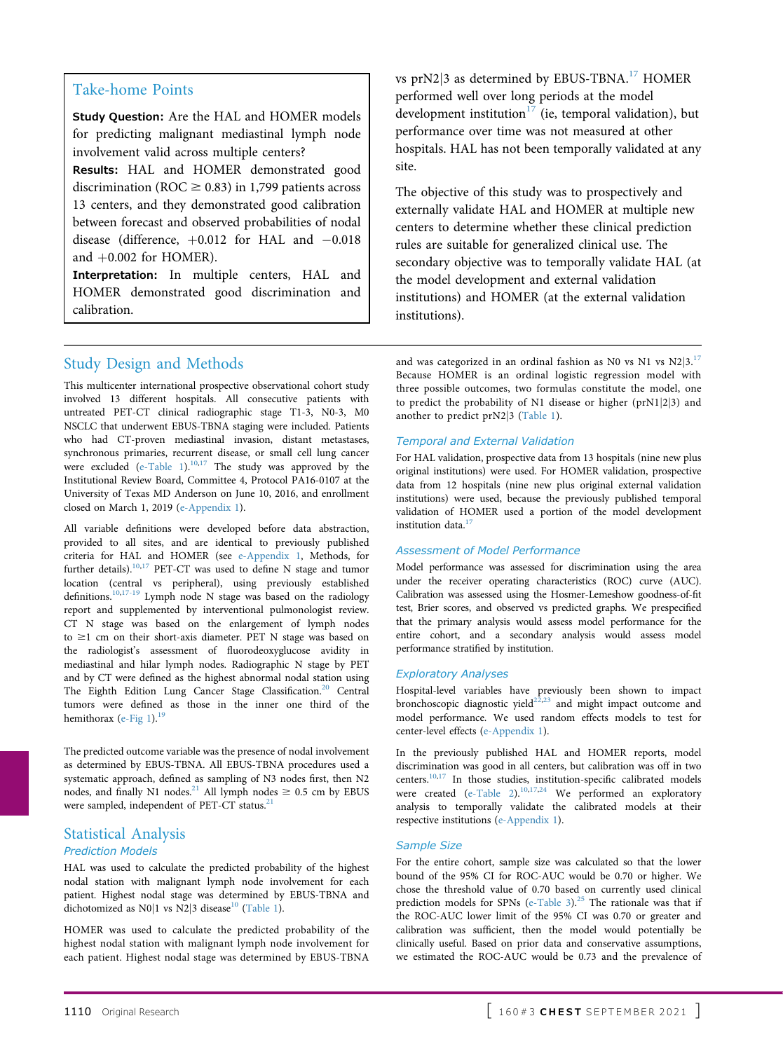## Take-home Points

**Study Question:** Are the HAL and HOMER models for predicting malignant mediastinal lymph node involvement valid across multiple centers?

**Results:** HAL and HOMER demonstrated good discrimination (ROC ≥ 0.83) in 1,799 patients across 13 centers, and they demonstrated good calibration between forecast and observed probabilities of nodal disease (difference, +0.012 for HAL and −0.018 and +0.002 for HOMER).

**Interpretation:** In multiple centers, HAL and HOMER demonstrated good discrimination and calibration.

vs prN2|3 as determined by EBUS-TBNA.[17] HOMER performed well over long periods at the model development institution[17] (ie, temporal validation), but performance over time was not measured at other hospitals. HAL has not been temporally validated at any site.

The objective of this study was to prospectively and externally validate HAL and HOMER at multiple new centers to determine whether these clinical prediction rules are suitable for generalized clinical use. The secondary objective was to temporally validate HAL (at the model development and external validation institutions) and HOMER (at the external validation institutions).

## Study Design and Methods

This multicenter international prospective observational cohort study involved 13 different hospitals. All consecutive patients with untreated PET-CT clinical radiographic stage T1-3, N0-3, M0 NSCLC that underwent EBUS-TBNA staging were included. Patients who had CT-proven mediastinal invasion, distant metastases, synchronous primaries, recurrent disease, or small cell lung cancer were excluded (e-Table 1).[10,17] The study was approved by the Institutional Review Board, Committee 4, Protocol PA16-0107 at the University of Texas MD Anderson on June 10, 2016, and enrollment closed on March 1, 2019 (e-Appendix 1).

All variable definitions were developed before data abstraction, provided to all sites, and are identical to previously published criteria for HAL and HOMER (see e-Appendix 1, Methods, for further details).[10,17] PET-CT was used to define N stage and tumor location (central vs peripheral), using previously established definitions.[10,17-19] Lymph node N stage was based on the radiology report and supplemented by interventional pulmonologist review. CT N stage was based on the enlargement of lymph nodes to ≥1 cm on their short-axis diameter. PET N stage was based on the radiologist's assessment of fluorodeoxyglucose avidity in mediastinal and hilar lymph nodes. Radiographic N stage by PET and by CT were defined as the highest abnormal nodal station using The Eighth Edition Lung Cancer Stage Classification.[20] Central tumors were defined as those in the inner one third of the hemithorax (e-Fig 1).[19]

The predicted outcome variable was the presence of nodal involvement as determined by EBUS-TBNA. All EBUS-TBNA procedures used a systematic approach, defined as sampling of N3 nodes first, then N2 nodes, and finally N1 nodes.[21] All lymph nodes ≥ 0.5 cm by EBUS were sampled, independent of PET-CT status.[21]

## Statistical Analysis

### Prediction Models

HAL was used to calculate the predicted probability of the highest nodal station with malignant lymph node involvement for each patient. Highest nodal stage was determined by EBUS-TBNA and dichotomized as N0|1 vs N2|3 disease[10] (Table 1).

HOMER was used to calculate the predicted probability of the highest nodal station with malignant lymph node involvement for each patient. Highest nodal stage was determined by EBUS-TBNA and was categorized in an ordinal fashion as N0 vs N1 vs N2|3.[17] Because HOMER is an ordinal logistic regression model with three possible outcomes, two formulas constitute the model, one to predict the probability of N1 disease or higher (prN1|2|3) and another to predict prN2|3 (Table 1).

### Temporal and External Validation

For HAL validation, prospective data from 13 hospitals (nine new plus original institutions) were used. For HOMER validation, prospective data from 12 hospitals (nine new plus original external validation institutions) were used, because the previously published temporal validation of HOMER used a portion of the model development institution data.[17]

### Assessment of Model Performance

Model performance was assessed for discrimination using the area under the receiver operating characteristics (ROC) curve (AUC). Calibration was assessed using the Hosmer-Lemeshow goodness-of-fit test, Brier scores, and observed vs predicted graphs. We prespecified that the primary analysis would assess model performance for the entire cohort, and a secondary analysis would assess model performance stratified by institution.

### Exploratory Analyses

Hospital-level variables have previously been shown to impact bronchoscopic diagnostic yield[22,23] and might impact outcome and model performance. We used random effects models to test for center-level effects (e-Appendix 1).

In the previously published HAL and HOMER reports, model discrimination was good in all centers, but calibration was off in two centers.[10,17] In those studies, institution-specific calibrated models were created (e-Table 2).[10,17,24] We performed an exploratory analysis to temporally validate the calibrated models at their respective institutions (e-Appendix 1).

### Sample Size

For the entire cohort, sample size was calculated so that the lower bound of the 95% CI for ROC-AUC would be 0.70 or higher. We chose the threshold value of 0.70 based on currently used clinical prediction models for SPNs (e-Table 3).[25] The rationale was that if the ROC-AUC lower limit of the 95% CI was 0.70 or greater and calibration was sufficient, then the model would potentially be clinically useful. Based on prior data and conservative assumptions, we estimated the ROC-AUC would be 0.73 and the prevalence of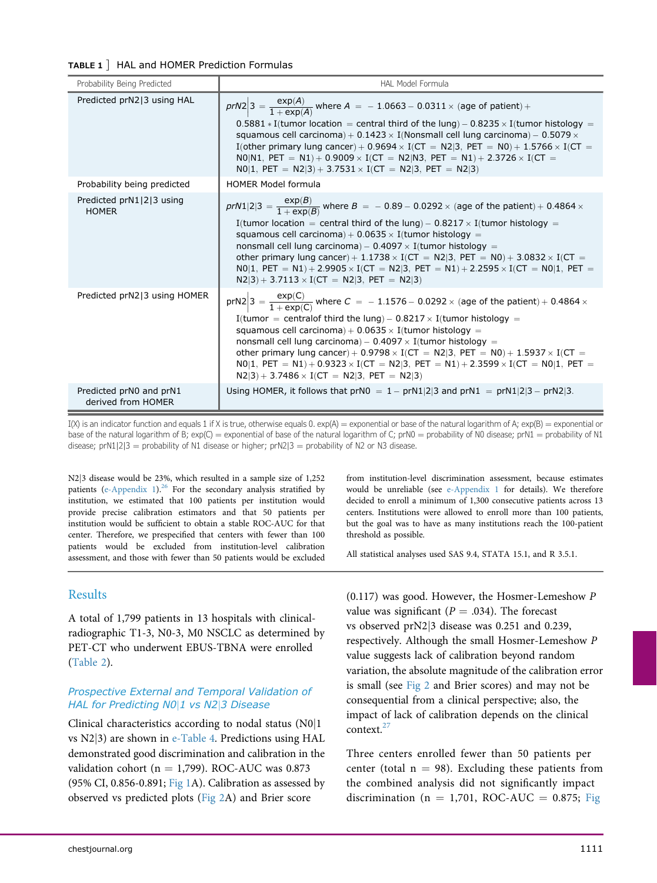**TABLE 1** ] HAL and HOMER Prediction Formulas

| Probability Being Predicted | HAL Model Formula |
| --- | --- |
| Predicted prN2\|3 using HAL | $prN2\|3 = \frac{\exp(A)}{1+\exp(A)}$ where $A = -1.0663 - 0.0311 \times$ (age of patient) + 0.5881 * I(tumor location = central third of the lung) − 0.8235 × I(tumor histology = squamous cell carcinoma) + 0.1423 × I(Nonsmall cell lung carcinoma) − 0.5079 × I(other primary lung cancer) + 0.9694 × I(CT = N2\|3, PET = N0) + 1.5766 × I(CT = N0\|N1, PET = N1) + 0.9009 × I(CT = N2\|N3, PET = N1) + 2.3726 × I(CT = N0\|1, PET = N2\|3) + 3.7531 × I(CT = N2\|3, PET = N2\|3) |
| Probability being predicted | HOMER Model formula |
| Predicted prN1\|2\|3 using HOMER | $prN1\|2\|3 = \frac{\exp(B)}{1+\exp(B)}$ where $B = -0.89 - 0.0292 \times$ (age of the patient) + 0.4864 × I(tumor location = central third of the lung) − 0.8217 × I(tumor histology = squamous cell carcinoma) + 0.0635 × I(tumor histology = nonsmall cell lung carcinoma) − 0.4097 × I(tumor histology = other primary lung cancer) + 1.1738 × I(CT = N2\|3, PET = N0) + 3.0832 × I(CT = N0\|1, PET = N1) + 2.9905 × I(CT = N2\|3, PET = N1) + 2.2595 × I(CT = N0\|1, PET = N2\|3) + 3.7113 × I(CT = N2\|3, PET = N2\|3) |
| Predicted prN2\|3 using HOMER | $prN2\|3 = \frac{\exp(C)}{1+\exp(C)}$ where $C = -1.1576 - 0.0292 \times$ (age of the patient) + 0.4864 × I(tumor = centralof third the lung) − 0.8217 × I(tumor histology = squamous cell carcinoma) + 0.0635 × I(tumor histology = nonsmall cell lung carcinoma) − 0.4097 × I(tumor histology = other primary lung cancer) + 0.9798 × I(CT = N2\|3, PET = N0) + 1.5937 × I(CT = N0\|1, PET = N1) + 0.9323 × I(CT = N2\|3, PET = N1) + 2.3599 × I(CT = N0\|1, PET = N2\|3) + 3.7486 × I(CT = N2\|3, PET = N2\|3) |
| Predicted prN0 and prN1 derived from HOMER | Using HOMER, it follows that prN0 = 1 − prN1\|2\|3 and prN1 = prN1\|2\|3 − prN2\|3. |

I(X) is an indicator function and equals 1 if X is true, otherwise equals 0. exp(A) = exponential or base of the natural logarithm of A; exp(B) = exponential or base of the natural logarithm of B; exp(C) = exponential of base of the natural logarithm of C; prN0 = probability of N0 disease; prN1 = probability of N1 disease; prN1|2|3 = probability of N1 disease or higher; prN2|3 = probability of N2 or N3 disease.

N2|3 disease would be 23%, which resulted in a sample size of 1,252 patients (e-Appendix 1).[26] For the secondary analysis stratified by institution, we estimated that 100 patients per institution would provide precise calibration estimators and that 50 patients per institution would be sufficient to obtain a stable ROC-AUC for that center. Therefore, we prespecified that centers with fewer than 100 patients would be excluded from institution-level calibration assessment, and those with fewer than 50 patients would be excluded from institution-level discrimination assessment, because estimates would be unreliable (see e-Appendix 1 for details). We therefore decided to enroll a minimum of 1,300 consecutive patients across 13 centers. Institutions were allowed to enroll more than 100 patients, but the goal was to have as many institutions reach the 100-patient threshold as possible.

All statistical analyses used SAS 9.4, STATA 15.1, and R 3.5.1.

## Results

A total of 1,799 patients in 13 hospitals with clinical-radiographic T1-3, N0-3, M0 NSCLC as determined by PET-CT who underwent EBUS-TBNA were enrolled (Table 2).

### *Prospective External and Temporal Validation of HAL for Predicting N0|1 vs N2|3 Disease*

Clinical characteristics according to nodal status (N0|1 vs N2|3) are shown in e-Table 4. Predictions using HAL demonstrated good discrimination and calibration in the validation cohort (n = 1,799). ROC-AUC was 0.873 (95% CI, 0.856-0.891; Fig 1A). Calibration as assessed by observed vs predicted plots (Fig 2A) and Brier score (0.117) was good. However, the Hosmer-Lemeshow *P* value was significant (*P* = .034). The forecast vs observed prN2|3 disease was 0.251 and 0.239, respectively. Although the small Hosmer-Lemeshow *P* value suggests lack of calibration beyond random variation, the absolute magnitude of the calibration error is small (see Fig 2 and Brier scores) and may not be consequential from a clinical perspective; also, the impact of lack of calibration depends on the clinical context.[27]

Three centers enrolled fewer than 50 patients per center (total n = 98). Excluding these patients from the combined analysis did not significantly impact discrimination (n = 1,701, ROC-AUC = 0.875; Fig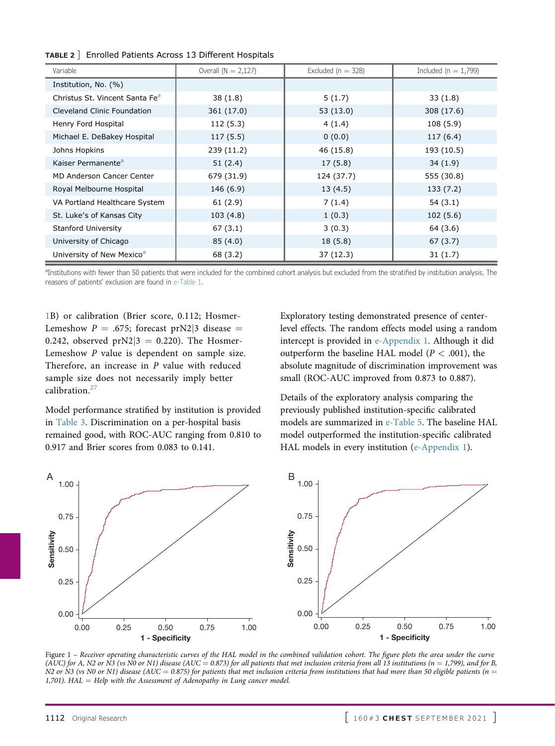**TABLE 2** ] Enrolled Patients Across 13 Different Hospitals

| Variable | Overall (N = 2,127) | Excluded (n = 328) | Included (n = 1,799) |
|---|---|---|---|
| Institution, No. (%) | | | |
| Christus St. Vincent Santa Fe[a] | 38 (1.8) | 5 (1.7) | 33 (1.8) |
| Cleveland Clinic Foundation | 361 (17.0) | 53 (13.0) | 308 (17.6) |
| Henry Ford Hospital | 112 (5.3) | 4 (1.4) | 108 (5.9) |
| Michael E. DeBakey Hospital | 117 (5.5) | 0 (0.0) | 117 (6.4) |
| Johns Hopkins | 239 (11.2) | 46 (15.8) | 193 (10.5) |
| Kaiser Permanente[a] | 51 (2.4) | 17 (5.8) | 34 (1.9) |
| MD Anderson Cancer Center | 679 (31.9) | 124 (37.7) | 555 (30.8) |
| Royal Melbourne Hospital | 146 (6.9) | 13 (4.5) | 133 (7.2) |
| VA Portland Healthcare System | 61 (2.9) | 7 (1.4) | 54 (3.1) |
| St. Luke's of Kansas City | 103 (4.8) | 1 (0.3) | 102 (5.6) |
| Stanford University | 67 (3.1) | 3 (0.3) | 64 (3.6) |
| University of Chicago | 85 (4.0) | 18 (5.8) | 67 (3.7) |
| University of New Mexico[a] | 68 (3.2) | 37 (12.3) | 31 (1.7) |

[a]Institutions with fewer than 50 patients that were included for the combined cohort analysis but excluded from the stratified by institution analysis. The reasons of patients' exclusion are found in e-Table 1.

1B) or calibration (Brier score, 0.112; Hosmer-Lemeshow $P$ = .675; forecast prN2|3 disease = 0.242, observed prN2|3 = 0.220). The Hosmer-Lemeshow $P$ value is dependent on sample size. Therefore, an increase in $P$ value with reduced sample size does not necessarily imply better calibration.[27]

Model performance stratified by institution is provided in Table 3. Discrimination on a per-hospital basis remained good, with ROC-AUC ranging from 0.810 to 0.917 and Brier scores from 0.083 to 0.141.

Exploratory testing demonstrated presence of center-level effects. The random effects model using a random intercept is provided in e-Appendix 1. Although it did outperform the baseline HAL model ($P$ < .001), the absolute magnitude of discrimination improvement was small (ROC-AUC improved from 0.873 to 0.887).

Details of the exploratory analysis comparing the previously published institution-specific calibrated models are summarized in e-Table 5. The baseline HAL model outperformed the institution-specific calibrated HAL models in every institution (e-Appendix 1).

Figure 1 – *Receiver operating characteristic curves of the HAL model in the combined validation cohort. The figure plots the area under the curve (AUC) for A, N2 or N3 (vs N0 or N1) disease (AUC = 0.873) for all patients that met inclusion criteria from all 13 institutions (n = 1,799), and for B, N2 or N3 (vs N0 or N1) disease (AUC = 0.875) for patients that met inclusion criteria from institutions that had more than 50 eligible patients (n = 1,701). HAL = Help with the Assessment of Adenopathy in Lung cancer model.*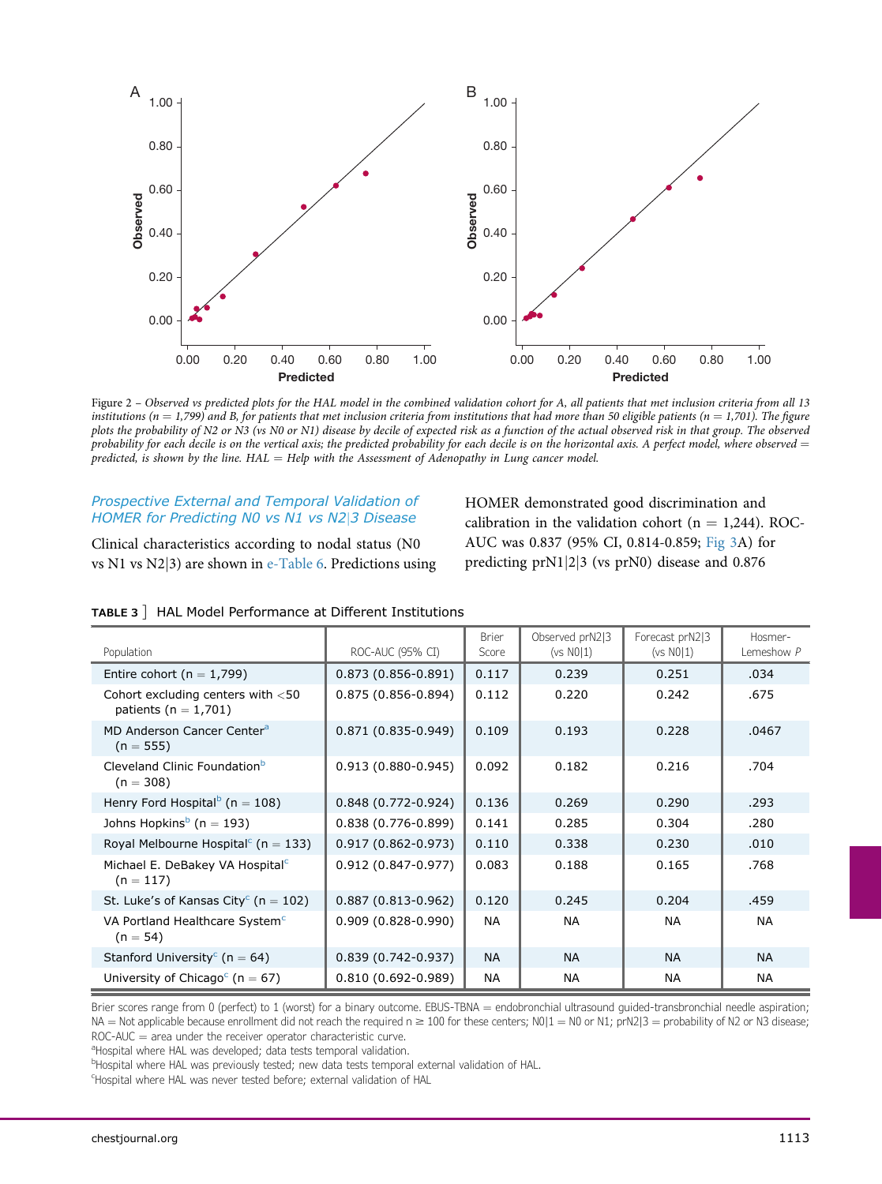Figure 2 – Observed vs predicted plots for the HAL model in the combined validation cohort for A, all patients that met inclusion criteria from all 13 institutions (n = 1,799) and B, for patients that met inclusion criteria from institutions that had more than 50 eligible patients (n = 1,701). The figure plots the probability of N2 or N3 (vs N0 or N1) disease by decile of expected risk as a function of the actual observed risk in that group. The observed probability for each decile is on the vertical axis; the predicted probability for each decile is on the horizontal axis. A perfect model, where observed = predicted, is shown by the line. HAL = Help with the Assessment of Adenopathy in Lung cancer model.

### Prospective External and Temporal Validation of HOMER for Predicting N0 vs N1 vs N2|3 Disease

Clinical characteristics according to nodal status (N0 vs N1 vs N2|3) are shown in e-Table 6. Predictions using HOMER demonstrated good discrimination and calibration in the validation cohort (n = 1,244). ROC-AUC was 0.837 (95% CI, 0.814-0.859; Fig 3A) for predicting prN1|2|3 (vs prN0) disease and 0.876

**TABLE 3 ] HAL Model Performance at Different Institutions**

| Population | ROC-AUC (95% CI) | Brier Score | Observed prN2\|3 (vs N0\|1) | Forecast prN2\|3 (vs N0\|1) | Hosmer-Lemeshow P |
|---|---|---|---|---|---|
| Entire cohort (n = 1,799) | 0.873 (0.856-0.891) | 0.117 | 0.239 | 0.251 | .034 |
| Cohort excluding centers with <50 patients (n = 1,701) | 0.875 (0.856-0.894) | 0.112 | 0.220 | 0.242 | .675 |
| MD Anderson Cancer Center[a] (n = 555) | 0.871 (0.835-0.949) | 0.109 | 0.193 | 0.228 | .0467 |
| Cleveland Clinic Foundation[b] (n = 308) | 0.913 (0.880-0.945) | 0.092 | 0.182 | 0.216 | .704 |
| Henry Ford Hospital[b] (n = 108) | 0.848 (0.772-0.924) | 0.136 | 0.269 | 0.290 | .293 |
| Johns Hopkins[b] (n = 193) | 0.838 (0.776-0.899) | 0.141 | 0.285 | 0.304 | .280 |
| Royal Melbourne Hospital[c] (n = 133) | 0.917 (0.862-0.973) | 0.110 | 0.338 | 0.230 | .010 |
| Michael E. DeBakey VA Hospital[c] (n = 117) | 0.912 (0.847-0.977) | 0.083 | 0.188 | 0.165 | .768 |
| St. Luke's of Kansas City[c] (n = 102) | 0.887 (0.813-0.962) | 0.120 | 0.245 | 0.204 | .459 |
| VA Portland Healthcare System[c] (n = 54) | 0.909 (0.828-0.990) | NA | NA | NA | NA |
| Stanford University[c] (n = 64) | 0.839 (0.742-0.937) | NA | NA | NA | NA |
| University of Chicago[c] (n = 67) | 0.810 (0.692-0.989) | NA | NA | NA | NA |

Brier scores range from 0 (perfect) to 1 (worst) for a binary outcome. EBUS-TBNA = endobronchial ultrasound guided-transbronchial needle aspiration; NA = Not applicable because enrollment did not reach the required n ≥ 100 for these centers; N0|1 = N0 or N1; prN2|3 = probability of N2 or N3 disease; ROC-AUC = area under the receiver operator characteristic curve.
[a]Hospital where HAL was developed; data tests temporal validation.
[b]Hospital where HAL was previously tested; new data tests temporal external validation of HAL.
[c]Hospital where HAL was never tested before; external validation of HAL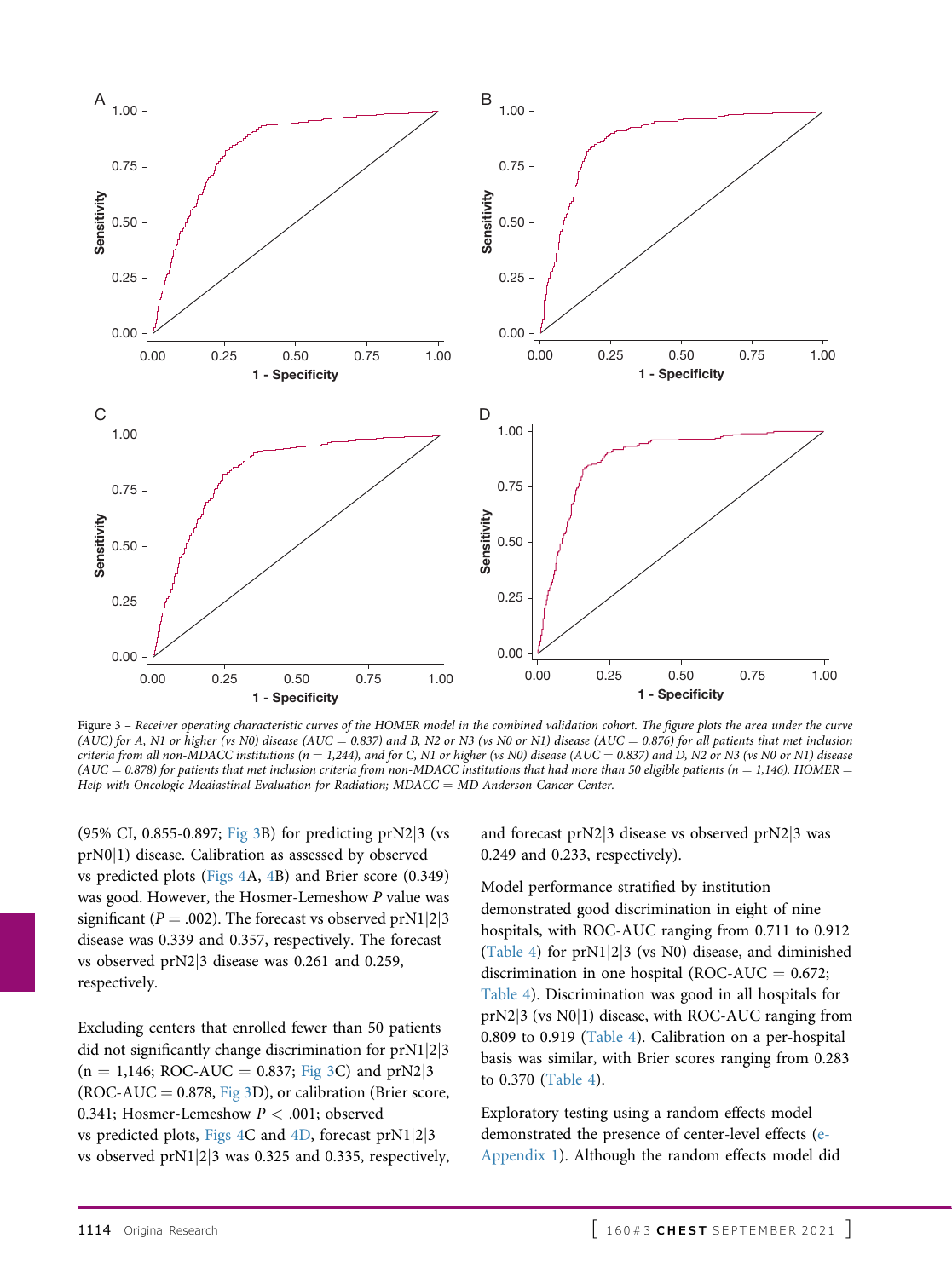Figure 3 – *Receiver operating characteristic curves of the HOMER model in the combined validation cohort. The figure plots the area under the curve (AUC) for A, N1 or higher (vs N0) disease (AUC = 0.837) and B, N2 or N3 (vs N0 or N1) disease (AUC = 0.876) for all patients that met inclusion criteria from all non-MDACC institutions (n = 1,244), and for C, N1 or higher (vs N0) disease (AUC = 0.837) and D, N2 or N3 (vs N0 or N1) disease (AUC = 0.878) for patients that met inclusion criteria from non-MDACC institutions that had more than 50 eligible patients (n = 1,146). HOMER = Help with Oncologic Mediastinal Evaluation for Radiation; MDACC = MD Anderson Cancer Center.*

(95% CI, 0.855-0.897; Fig 3B) for predicting prN2|3 (vs prN0|1) disease. Calibration as assessed by observed vs predicted plots (Figs 4A, 4B) and Brier score (0.349) was good. However, the Hosmer-Lemeshow *P* value was significant ($P = .002$). The forecast vs observed prN1|2|3 disease was 0.339 and 0.357, respectively. The forecast vs observed prN2|3 disease was 0.261 and 0.259, respectively.

Excluding centers that enrolled fewer than 50 patients did not significantly change discrimination for prN1|2|3 (n = 1,146; ROC-AUC = 0.837; Fig 3C) and prN2|3 (ROC-AUC = 0.878, Fig 3D), or calibration (Brier score, 0.341; Hosmer-Lemeshow $P < .001$; observed vs predicted plots, Figs 4C and 4D, forecast prN1|2|3 vs observed prN1|2|3 was 0.325 and 0.335, respectively, and forecast prN2|3 disease vs observed prN2|3 was 0.249 and 0.233, respectively).

Model performance stratified by institution demonstrated good discrimination in eight of nine hospitals, with ROC-AUC ranging from 0.711 to 0.912 (Table 4) for prN1|2|3 (vs N0) disease, and diminished discrimination in one hospital (ROC-AUC = 0.672; Table 4). Discrimination was good in all hospitals for prN2|3 (vs N0|1) disease, with ROC-AUC ranging from 0.809 to 0.919 (Table 4). Calibration on a per-hospital basis was similar, with Brier scores ranging from 0.283 to 0.370 (Table 4).

Exploratory testing using a random effects model demonstrated the presence of center-level effects (e-Appendix 1). Although the random effects model did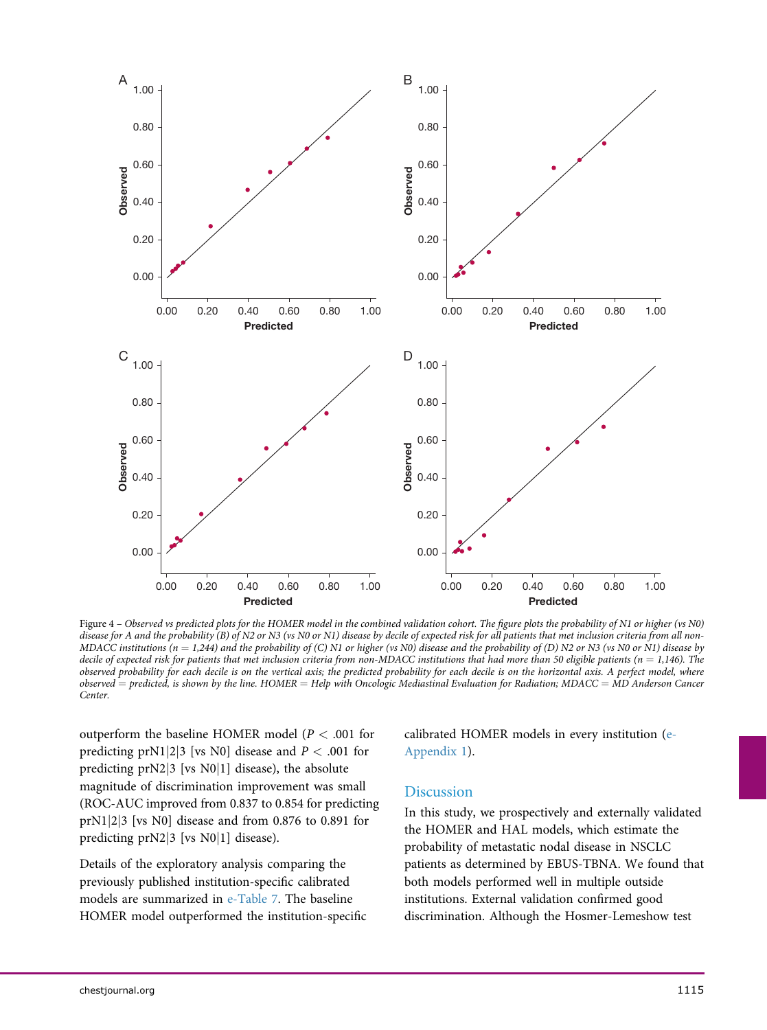Figure 4 – *Observed vs predicted plots for the HOMER model in the combined validation cohort. The figure plots the probability of N1 or higher (vs N0) disease for A and the probability (B) of N2 or N3 (vs N0 or N1) disease by decile of expected risk for all patients that met inclusion criteria from all non-MDACC institutions (n = 1,244) and the probability of (C) N1 or higher (vs N0) disease and the probability of (D) N2 or N3 (vs N0 or N1) disease by decile of expected risk for patients that met inclusion criteria from non-MDACC institutions that had more than 50 eligible patients (n = 1,146). The observed probability for each decile is on the vertical axis; the predicted probability for each decile is on the horizontal axis. A perfect model, where observed = predicted, is shown by the line. HOMER = Help with Oncologic Mediastinal Evaluation for Radiation; MDACC = MD Anderson Cancer Center.*

outperform the baseline HOMER model ($P < .001$ for predicting prN1|2|3 [vs N0] disease and $P < .001$ for predicting prN2|3 [vs N0|1] disease), the absolute magnitude of discrimination improvement was small (ROC-AUC improved from 0.837 to 0.854 for predicting prN1|2|3 [vs N0] disease and from 0.876 to 0.891 for predicting prN2|3 [vs N0|1] disease).

Details of the exploratory analysis comparing the previously published institution-specific calibrated models are summarized in e-Table 7. The baseline HOMER model outperformed the institution-specific calibrated HOMER models in every institution (e-Appendix 1).

## Discussion

In this study, we prospectively and externally validated the HOMER and HAL models, which estimate the probability of metastatic nodal disease in NSCLC patients as determined by EBUS-TBNA. We found that both models performed well in multiple outside institutions. External validation confirmed good discrimination. Although the Hosmer-Lemeshow test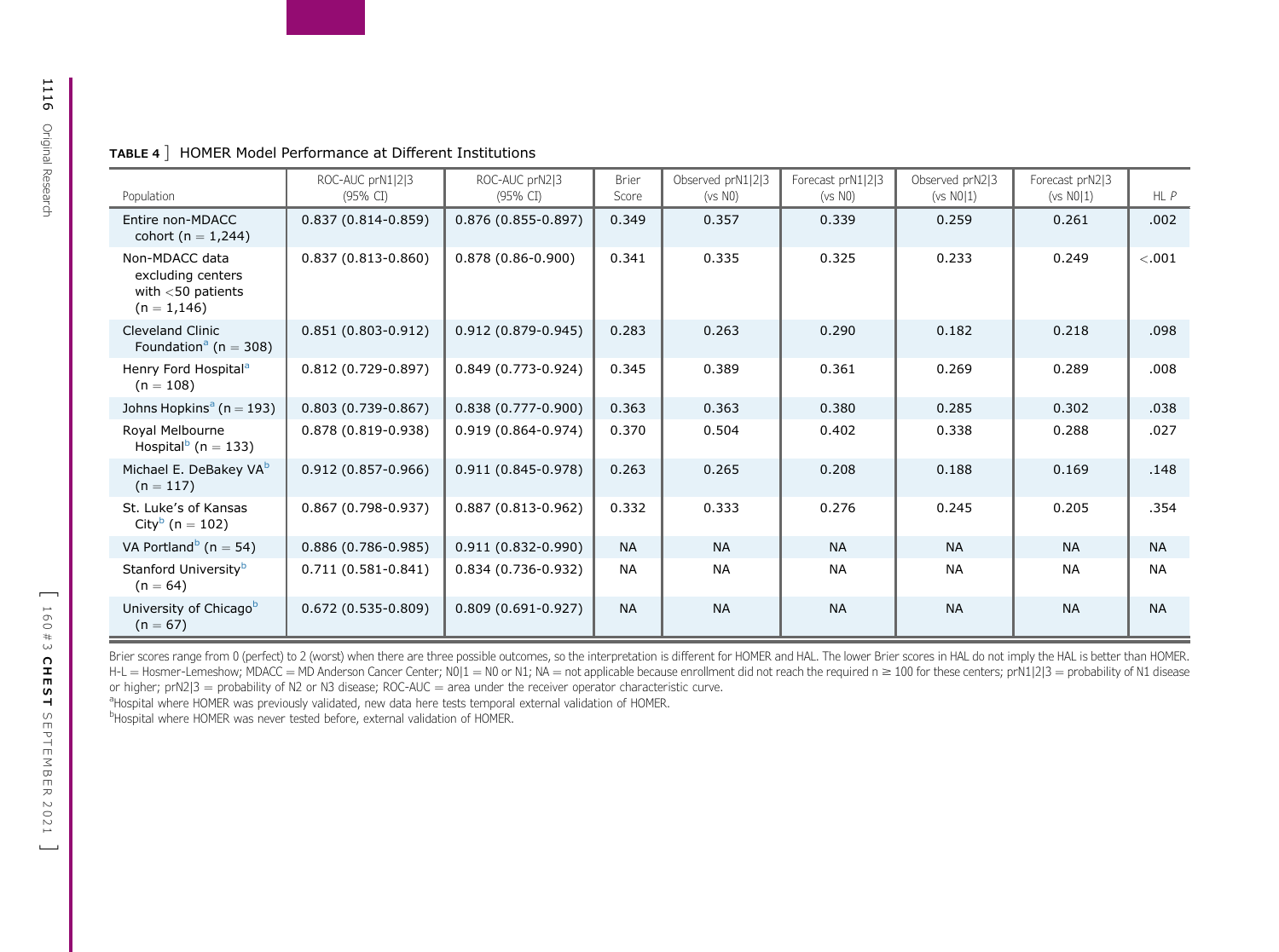**TABLE 4** ] HOMER Model Performance at Different Institutions

| Population | ROC-AUC prN1\|2\|3 (95% CI) | ROC-AUC prN2\|3 (95% CI) | Brier Score | Observed prN1\|2\|3 (vs N0) | Forecast prN1\|2\|3 (vs N0) | Observed prN2\|3 (vs N0\|1) | Forecast prN2\|3 (vs N0\|1) | HL *P* |
|---|---|---|---|---|---|---|---|---|
| Entire non-MDACC cohort (n = 1,244) | 0.837 (0.814-0.859) | 0.876 (0.855-0.897) | 0.349 | 0.357 | 0.339 | 0.259 | 0.261 | .002 |
| Non-MDACC data excluding centers with <50 patients (n = 1,146) | 0.837 (0.813-0.860) | 0.878 (0.86-0.900) | 0.341 | 0.335 | 0.325 | 0.233 | 0.249 | <.001 |
| Cleveland Clinic Foundation[a] (n = 308) | 0.851 (0.803-0.912) | 0.912 (0.879-0.945) | 0.283 | 0.263 | 0.290 | 0.182 | 0.218 | .098 |
| Henry Ford Hospital[a] (n = 108) | 0.812 (0.729-0.897) | 0.849 (0.773-0.924) | 0.345 | 0.389 | 0.361 | 0.269 | 0.289 | .008 |
| Johns Hopkins[a] (n = 193) | 0.803 (0.739-0.867) | 0.838 (0.777-0.900) | 0.363 | 0.363 | 0.380 | 0.285 | 0.302 | .038 |
| Royal Melbourne Hospital[b] (n = 133) | 0.878 (0.819-0.938) | 0.919 (0.864-0.974) | 0.370 | 0.504 | 0.402 | 0.338 | 0.288 | .027 |
| Michael E. DeBakey VA[b] (n = 117) | 0.912 (0.857-0.966) | 0.911 (0.845-0.978) | 0.263 | 0.265 | 0.208 | 0.188 | 0.169 | .148 |
| St. Luke's of Kansas City[b] (n = 102) | 0.867 (0.798-0.937) | 0.887 (0.813-0.962) | 0.332 | 0.333 | 0.276 | 0.245 | 0.205 | .354 |
| VA Portland[b] (n = 54) | 0.886 (0.786-0.985) | 0.911 (0.832-0.990) | NA | NA | NA | NA | NA | NA |
| Stanford University[b] (n = 64) | 0.711 (0.581-0.841) | 0.834 (0.736-0.932) | NA | NA | NA | NA | NA | NA |
| University of Chicago[b] (n = 67) | 0.672 (0.535-0.809) | 0.809 (0.691-0.927) | NA | NA | NA | NA | NA | NA |

Brier scores range from 0 (perfect) to 2 (worst) when there are three possible outcomes, so the interpretation is different for HOMER and HAL. The lower Brier scores in HAL do not imply the HAL is better than HOMER. H-L = Hosmer-Lemeshow; MDACC = MD Anderson Cancer Center; N0|1 = N0 or N1; NA = not applicable because enrollment did not reach the required n ≥ 100 for these centers; prN1|2|3 = probability of N1 disease or higher; prN2|3 = probability of N2 or N3 disease; ROC-AUC = area under the receiver operator characteristic curve.

[a]Hospital where HOMER was previously validated, new data here tests temporal external validation of HOMER.

[b]Hospital where HOMER was never tested before, external validation of HOMER.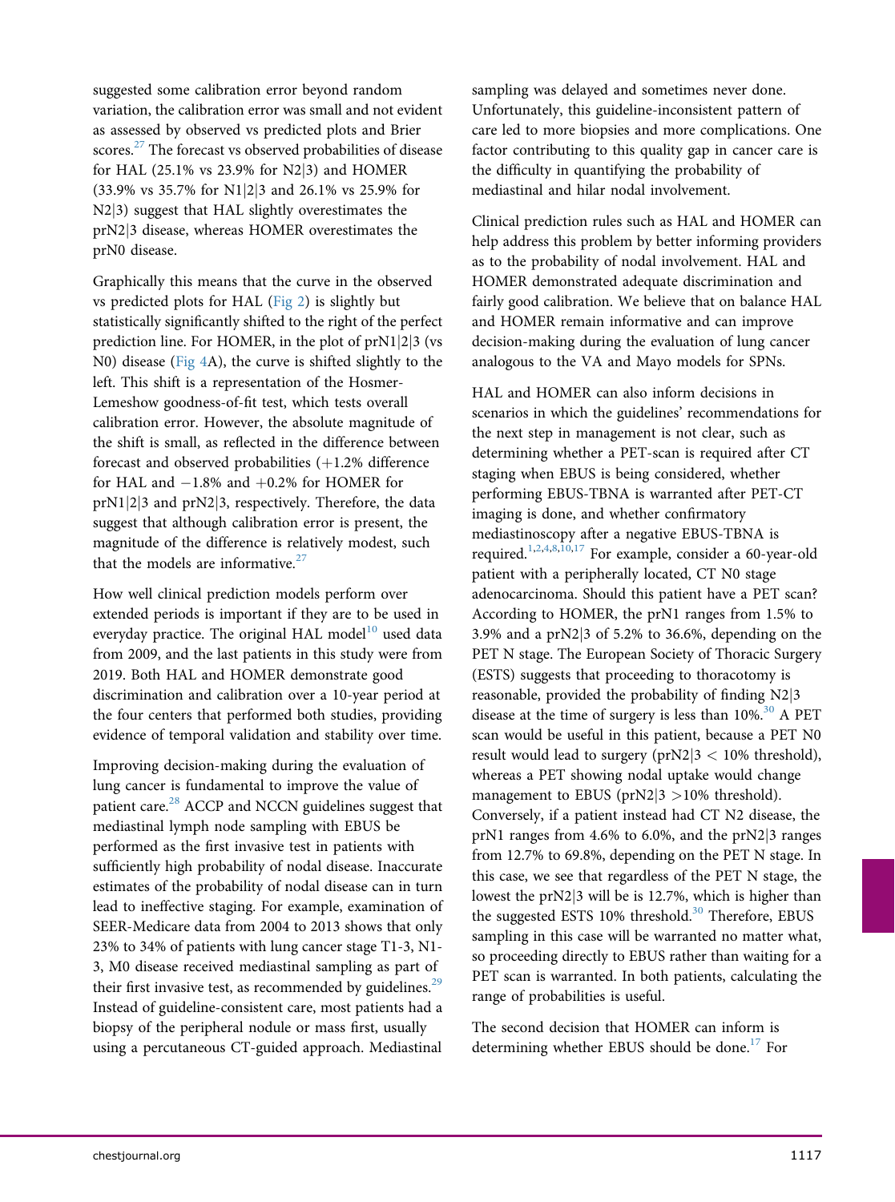suggested some calibration error beyond random variation, the calibration error was small and not evident as assessed by observed vs predicted plots and Brier scores.[27] The forecast vs observed probabilities of disease for HAL (25.1% vs 23.9% for N2|3) and HOMER (33.9% vs 35.7% for N1|2|3 and 26.1% vs 25.9% for N2|3) suggest that HAL slightly overestimates the prN2|3 disease, whereas HOMER overestimates the prN0 disease.

Graphically this means that the curve in the observed vs predicted plots for HAL (Fig 2) is slightly but statistically significantly shifted to the right of the perfect prediction line. For HOMER, in the plot of prN1|2|3 (vs N0) disease (Fig 4A), the curve is shifted slightly to the left. This shift is a representation of the Hosmer-Lemeshow goodness-of-fit test, which tests overall calibration error. However, the absolute magnitude of the shift is small, as reflected in the difference between forecast and observed probabilities (+1.2% difference for HAL and −1.8% and +0.2% for HOMER for prN1|2|3 and prN2|3, respectively. Therefore, the data suggest that although calibration error is present, the magnitude of the difference is relatively modest, such that the models are informative.[27]

How well clinical prediction models perform over extended periods is important if they are to be used in everyday practice. The original HAL model[10] used data from 2009, and the last patients in this study were from 2019. Both HAL and HOMER demonstrate good discrimination and calibration over a 10-year period at the four centers that performed both studies, providing evidence of temporal validation and stability over time.

Improving decision-making during the evaluation of lung cancer is fundamental to improve the value of patient care.[28] ACCP and NCCN guidelines suggest that mediastinal lymph node sampling with EBUS be performed as the first invasive test in patients with sufficiently high probability of nodal disease. Inaccurate estimates of the probability of nodal disease can in turn lead to ineffective staging. For example, examination of SEER-Medicare data from 2004 to 2013 shows that only 23% to 34% of patients with lung cancer stage T1-3, N1-3, M0 disease received mediastinal sampling as part of their first invasive test, as recommended by guidelines.[29] Instead of guideline-consistent care, most patients had a biopsy of the peripheral nodule or mass first, usually using a percutaneous CT-guided approach. Mediastinal sampling was delayed and sometimes never done. Unfortunately, this guideline-inconsistent pattern of care led to more biopsies and more complications. One factor contributing to this quality gap in cancer care is the difficulty in quantifying the probability of mediastinal and hilar nodal involvement.

Clinical prediction rules such as HAL and HOMER can help address this problem by better informing providers as to the probability of nodal involvement. HAL and HOMER demonstrated adequate discrimination and fairly good calibration. We believe that on balance HAL and HOMER remain informative and can improve decision-making during the evaluation of lung cancer analogous to the VA and Mayo models for SPNs.

HAL and HOMER can also inform decisions in scenarios in which the guidelines' recommendations for the next step in management is not clear, such as determining whether a PET-scan is required after CT staging when EBUS is being considered, whether performing EBUS-TBNA is warranted after PET-CT imaging is done, and whether confirmatory mediastinoscopy after a negative EBUS-TBNA is required.[1,2,4,8,10,17] For example, consider a 60-year-old patient with a peripherally located, CT N0 stage adenocarcinoma. Should this patient have a PET scan? According to HOMER, the prN1 ranges from 1.5% to 3.9% and a prN2|3 of 5.2% to 36.6%, depending on the PET N stage. The European Society of Thoracic Surgery (ESTS) suggests that proceeding to thoracotomy is reasonable, provided the probability of finding N2|3 disease at the time of surgery is less than 10%.[30] A PET scan would be useful in this patient, because a PET N0 result would lead to surgery (prN2|3 < 10% threshold), whereas a PET showing nodal uptake would change management to EBUS (prN2|3 >10% threshold). Conversely, if a patient instead had CT N2 disease, the prN1 ranges from 4.6% to 6.0%, and the prN2|3 ranges from 12.7% to 69.8%, depending on the PET N stage. In this case, we see that regardless of the PET N stage, the lowest the prN2|3 will be is 12.7%, which is higher than the suggested ESTS 10% threshold.[30] Therefore, EBUS sampling in this case will be warranted no matter what, so proceeding directly to EBUS rather than waiting for a PET scan is warranted. In both patients, calculating the range of probabilities is useful.

The second decision that HOMER can inform is determining whether EBUS should be done.[17] For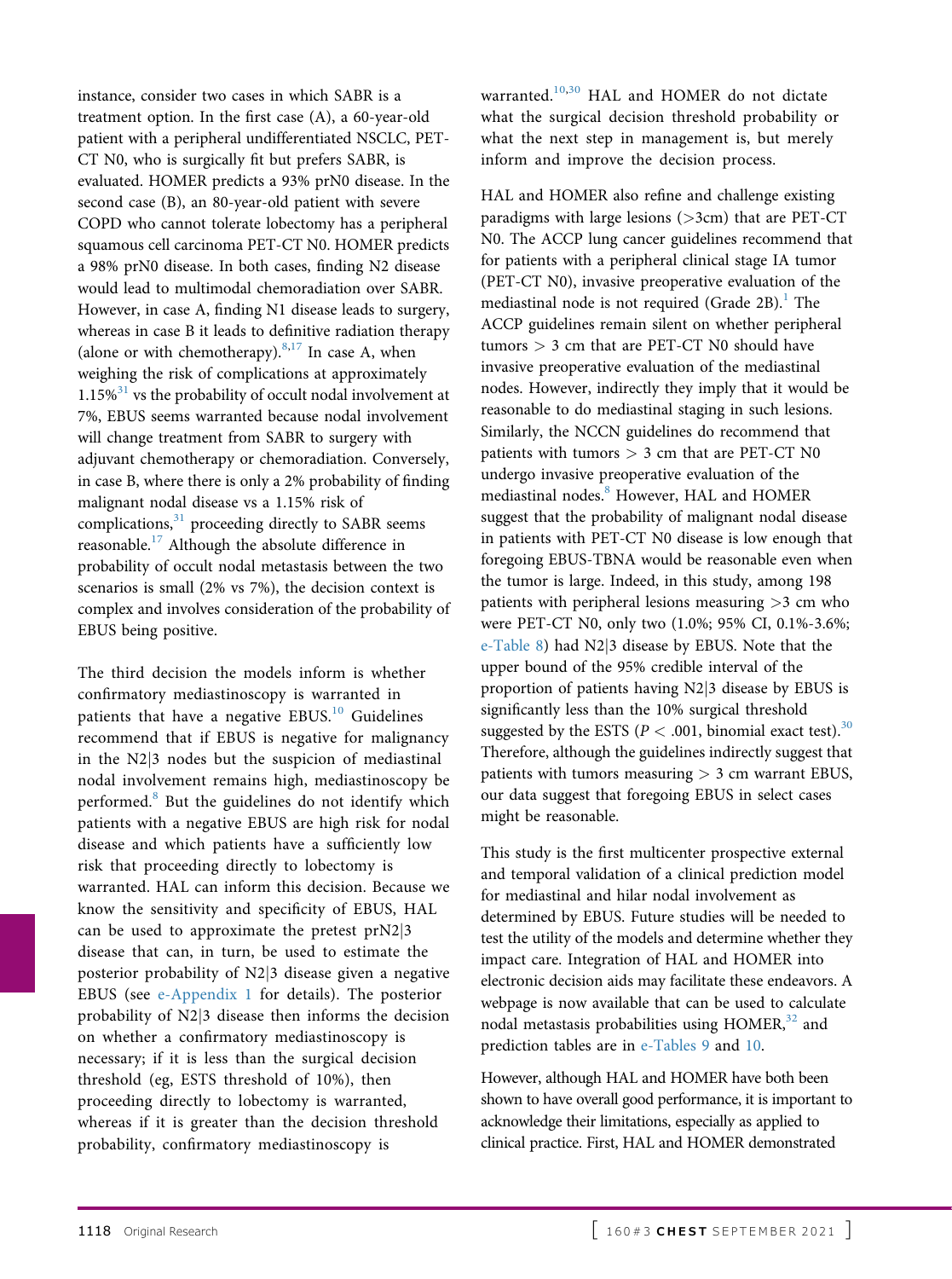instance, consider two cases in which SABR is a treatment option. In the first case (A), a 60-year-old patient with a peripheral undifferentiated NSCLC, PET-CT N0, who is surgically fit but prefers SABR, is evaluated. HOMER predicts a 93% prN0 disease. In the second case (B), an 80-year-old patient with severe COPD who cannot tolerate lobectomy has a peripheral squamous cell carcinoma PET-CT N0. HOMER predicts a 98% prN0 disease. In both cases, finding N2 disease would lead to multimodal chemoradiation over SABR. However, in case A, finding N1 disease leads to surgery, whereas in case B it leads to definitive radiation therapy (alone or with chemotherapy).[8,17] In case A, when weighing the risk of complications at approximately 1.15%[31] vs the probability of occult nodal involvement at 7%, EBUS seems warranted because nodal involvement will change treatment from SABR to surgery with adjuvant chemotherapy or chemoradiation. Conversely, in case B, where there is only a 2% probability of finding malignant nodal disease vs a 1.15% risk of complications,[31] proceeding directly to SABR seems reasonable.[17] Although the absolute difference in probability of occult nodal metastasis between the two scenarios is small (2% vs 7%), the decision context is complex and involves consideration of the probability of EBUS being positive.

The third decision the models inform is whether confirmatory mediastinoscopy is warranted in patients that have a negative EBUS.[10] Guidelines recommend that if EBUS is negative for malignancy in the N2|3 nodes but the suspicion of mediastinal nodal involvement remains high, mediastinoscopy be performed.[8] But the guidelines do not identify which patients with a negative EBUS are high risk for nodal disease and which patients have a sufficiently low risk that proceeding directly to lobectomy is warranted. HAL can inform this decision. Because we know the sensitivity and specificity of EBUS, HAL can be used to approximate the pretest prN2|3 disease that can, in turn, be used to estimate the posterior probability of N2|3 disease given a negative EBUS (see e-Appendix 1 for details). The posterior probability of N2|3 disease then informs the decision on whether a confirmatory mediastinoscopy is necessary; if it is less than the surgical decision threshold (eg, ESTS threshold of 10%), then proceeding directly to lobectomy is warranted, whereas if it is greater than the decision threshold probability, confirmatory mediastinoscopy is warranted.[10,30] HAL and HOMER do not dictate what the surgical decision threshold probability or what the next step in management is, but merely inform and improve the decision process.

HAL and HOMER also refine and challenge existing paradigms with large lesions (>3cm) that are PET-CT N0. The ACCP lung cancer guidelines recommend that for patients with a peripheral clinical stage IA tumor (PET-CT N0), invasive preoperative evaluation of the mediastinal node is not required (Grade 2B).[1] The ACCP guidelines remain silent on whether peripheral tumors > 3 cm that are PET-CT N0 should have invasive preoperative evaluation of the mediastinal nodes. However, indirectly they imply that it would be reasonable to do mediastinal staging in such lesions. Similarly, the NCCN guidelines do recommend that patients with tumors > 3 cm that are PET-CT N0 undergo invasive preoperative evaluation of the mediastinal nodes.[8] However, HAL and HOMER suggest that the probability of malignant nodal disease in patients with PET-CT N0 disease is low enough that foregoing EBUS-TBNA would be reasonable even when the tumor is large. Indeed, in this study, among 198 patients with peripheral lesions measuring >3 cm who were PET-CT N0, only two (1.0%; 95% CI, 0.1%-3.6%; e-Table 8) had N2|3 disease by EBUS. Note that the upper bound of the 95% credible interval of the proportion of patients having N2|3 disease by EBUS is significantly less than the 10% surgical threshold suggested by the ESTS ($P < .001$, binomial exact test).[30] Therefore, although the guidelines indirectly suggest that patients with tumors measuring > 3 cm warrant EBUS, our data suggest that foregoing EBUS in select cases might be reasonable.

This study is the first multicenter prospective external and temporal validation of a clinical prediction model for mediastinal and hilar nodal involvement as determined by EBUS. Future studies will be needed to test the utility of the models and determine whether they impact care. Integration of HAL and HOMER into electronic decision aids may facilitate these endeavors. A webpage is now available that can be used to calculate nodal metastasis probabilities using HOMER,[32] and prediction tables are in e-Tables 9 and 10.

However, although HAL and HOMER have both been shown to have overall good performance, it is important to acknowledge their limitations, especially as applied to clinical practice. First, HAL and HOMER demonstrated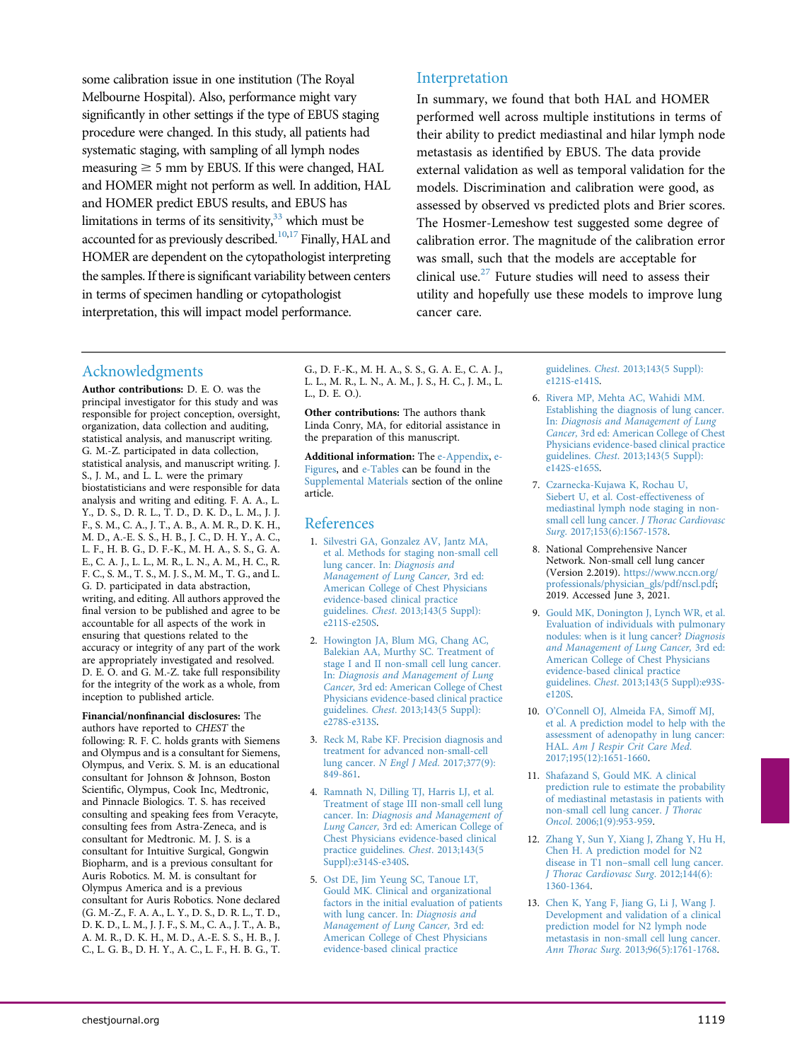some calibration issue in one institution (The Royal Melbourne Hospital). Also, performance might vary significantly in other settings if the type of EBUS staging procedure were changed. In this study, all patients had systematic staging, with sampling of all lymph nodes measuring ≥ 5 mm by EBUS. If this were changed, HAL and HOMER might not perform as well. In addition, HAL and HOMER predict EBUS results, and EBUS has limitations in terms of its sensitivity,[33] which must be accounted for as previously described.[10,17] Finally, HAL and HOMER are dependent on the cytopathologist interpreting the samples. If there is significant variability between centers in terms of specimen handling or cytopathologist interpretation, this will impact model performance.

## Interpretation

In summary, we found that both HAL and HOMER performed well across multiple institutions in terms of their ability to predict mediastinal and hilar lymph node metastasis as identified by EBUS. The data provide external validation as well as temporal validation for the models. Discrimination and calibration were good, as assessed by observed vs predicted plots and Brier scores. The Hosmer-Lemeshow test suggested some degree of calibration error. The magnitude of the calibration error was small, such that the models are acceptable for clinical use.[27] Future studies will need to assess their utility and hopefully use these models to improve lung cancer care.

## Acknowledgments

**Author contributions:** D. E. O. was the principal investigator for this study and was responsible for project conception, oversight, organization, data collection and auditing, statistical analysis, and manuscript writing. G. M.-Z. participated in data collection, statistical analysis, and manuscript writing. J. S., J. M., and L. L. were the primary biostatisticians and were responsible for data analysis and writing and editing. F. A. A., L. Y., D. S., D. R. L., T. D., D. K. D., L. M., J. J. F., S. M., C. A., J. T., A. B., A. M. R., D. K. H., M. D., A.-E. S. S., H. B., J. C., D. H. Y., A. C., L. F., H. B. G., D. F.-K., M. H. A., S. S., G. A. E., C. A. J., L. L., M. R., L. N., A. M., H. C., R. F. C., S. M., T. S., M. J. S., M. M., T. G., and L. G. D. participated in data abstraction, writing, and editing. All authors approved the final version to be published and agree to be accountable for all aspects of the work in ensuring that questions related to the accuracy or integrity of any part of the work are appropriately investigated and resolved. D. E. O. and G. M.-Z. take full responsibility for the integrity of the work as a whole, from inception to published article.

**Financial/nonfinancial disclosures:** The authors have reported to *CHEST* the following: R. F. C. holds grants with Siemens and Olympus and is a consultant for Siemens, Olympus, and Verix. S. M. is an educational consultant for Johnson & Johnson, Boston Scientific, Olympus, Cook Inc, Medtronic, and Pinnacle Biologics. T. S. has received consulting and speaking fees from Veracyte, consulting fees from Astra-Zeneca, and is consultant for Medtronic. M. J. S. is a consultant for Intuitive Surgical, Gongwin Biopharm, and is a previous consultant for Auris Robotics. M. M. is consultant for Olympus America and is a previous consultant for Auris Robotics. None declared (G. M.-Z., F. A. A., L. Y., D. S., D. R. L., T. D., D. K. D., L. M., J. J. F., S. M., C. A., J. T., A. B., A. M. R., D. K. H., M. D., A.-E. S. S., H. B., J. C., L. G. B., D. H. Y., A. C., L. F., H. B. G., T. G., D. F.-K., M. H. A., S. S., G. A. E., C. A. J., L. L., M. R., L. N., A. M., J. S., H. C., J. M., L. L., D. E. O.).

**Other contributions:** The authors thank Linda Conry, MA, for editorial assistance in the preparation of this manuscript.

**Additional information:** The e-Appendix, e-Figures, and e-Tables can be found in the Supplemental Materials section of the online article.

## References

1. Silvestri GA, Gonzalez AV, Jantz MA, et al. Methods for staging non-small cell lung cancer. In: *Diagnosis and Management of Lung Cancer*, 3rd ed: American College of Chest Physicians evidence-based clinical practice guidelines. *Chest*. 2013;143(5 Suppl): e211S-e250S.
2. Howington JA, Blum MG, Chang AC, Balekian AA, Murthy SC. Treatment of stage I and II non-small cell lung cancer. In: *Diagnosis and Management of Lung Cancer*, 3rd ed: American College of Chest Physicians evidence-based clinical practice guidelines. *Chest*. 2013;143(5 Suppl): e278S-e313S.
3. Reck M, Rabe KF. Precision diagnosis and treatment for advanced non-small-cell lung cancer. *N Engl J Med*. 2017;377(9): 849-861.
4. Ramnath N, Dilling TJ, Harris LJ, et al. Treatment of stage III non-small cell lung cancer. In: *Diagnosis and Management of Lung Cancer*, 3rd ed: American College of Chest Physicians evidence-based clinical practice guidelines. *Chest*. 2013;143(5 Suppl):e314S-e340S.
5. Ost DE, Jim Yeung SC, Tanoue LT, Gould MK. Clinical and organizational factors in the initial evaluation of patients with lung cancer. In: *Diagnosis and Management of Lung Cancer*, 3rd ed: American College of Chest Physicians evidence-based clinical practice guidelines. *Chest*. 2013;143(5 Suppl): e121S-e141S.
6. Rivera MP, Mehta AC, Wahidi MM. Establishing the diagnosis of lung cancer. In: *Diagnosis and Management of Lung Cancer*, 3rd ed: American College of Chest Physicians evidence-based clinical practice guidelines. *Chest*. 2013;143(5 Suppl): e142S-e165S.
7. Czarnecka-Kujawa K, Rochau U, Siebert U, et al. Cost-effectiveness of mediastinal lymph node staging in non-small cell lung cancer. *J Thorac Cardiovasc Surg*. 2017;153(6):1567-1578.
8. National Comprehensive Nancer Network. Non-small cell lung cancer (Version 2.2019). https://www.nccn.org/professionals/physician_gls/pdf/nscl.pdf; 2019. Accessed June 3, 2021.
9. Gould MK, Donington J, Lynch WR, et al. Evaluation of individuals with pulmonary nodules: when is it lung cancer? *Diagnosis and Management of Lung Cancer*, 3rd ed: American College of Chest Physicians evidence-based clinical practice guidelines. *Chest*. 2013;143(5 Suppl):e93S-e120S.
10. O'Connell OJ, Almeida FA, Simoff MJ, et al. A prediction model to help with the assessment of adenopathy in lung cancer: HAL. *Am J Respir Crit Care Med*. 2017;195(12):1651-1660.
11. Shafazand S, Gould MK. A clinical prediction rule to estimate the probability of mediastinal metastasis in patients with non-small cell lung cancer. *J Thorac Oncol*. 2006;1(9):953-959.
12. Zhang Y, Sun Y, Xiang J, Zhang Y, Hu H, Chen H. A prediction model for N2 disease in T1 non–small cell lung cancer. *J Thorac Cardiovasc Surg*. 2012;144(6): 1360-1364.
13. Chen K, Yang F, Jiang G, Li J, Wang J. Development and validation of a clinical prediction model for N2 lymph node metastasis in non-small cell lung cancer. *Ann Thorac Surg*. 2013;96(5):1761-1768.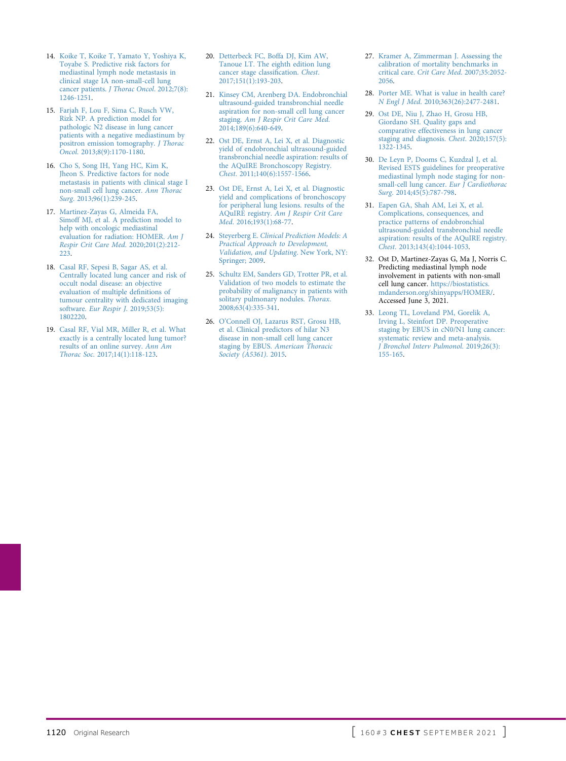14. Koike T, Koike T, Yamato Y, Yoshiya K, Toyabe S. Predictive risk factors for mediastinal lymph node metastasis in clinical stage IA non-small-cell lung cancer patients. *J Thorac Oncol*. 2012;7(8):1246-1251.

15. Farjah F, Lou F, Sima C, Rusch VW, Rizk NP. A prediction model for pathologic N2 disease in lung cancer patients with a negative mediastinum by positron emission tomography. *J Thorac Oncol*. 2013;8(9):1170-1180.

16. Cho S, Song IH, Yang HC, Kim K, Jheon S. Predictive factors for node metastasis in patients with clinical stage I non-small cell lung cancer. *Ann Thorac Surg*. 2013;96(1):239-245.

17. Martinez-Zayas G, Almeida FA, Simoff MJ, et al. A prediction model to help with oncologic mediastinal evaluation for radiation: HOMER. *Am J Respir Crit Care Med*. 2020;201(2):212-223.

18. Casal RF, Sepesi B, Sagar AS, et al. Centrally located lung cancer and risk of occult nodal disease: an objective evaluation of multiple definitions of tumour centrality with dedicated imaging software. *Eur Respir J*. 2019;53(5):1802220.

19. Casal RF, Vial MR, Miller R, et al. What exactly is a centrally located lung tumor? results of an online survey. *Ann Am Thorac Soc*. 2017;14(1):118-123.

20. Detterbeck FC, Boffa DJ, Kim AW, Tanoue LT. The eighth edition lung cancer stage classification. *Chest*. 2017;151(1):193-203.

21. Kinsey CM, Arenberg DA. Endobronchial ultrasound-guided transbronchial needle aspiration for non-small cell lung cancer staging. *Am J Respir Crit Care Med*. 2014;189(6):640-649.

22. Ost DE, Ernst A, Lei X, et al. Diagnostic yield of endobronchial ultrasound-guided transbronchial needle aspiration: results of the AQuIRE Bronchoscopy Registry. *Chest*. 2011;140(6):1557-1566.

23. Ost DE, Ernst A, Lei X, et al. Diagnostic yield and complications of bronchoscopy for peripheral lung lesions. results of the AQuIRE registry. *Am J Respir Crit Care Med*. 2016;193(1):68-77.

24. Steyerberg E. *Clinical Prediction Models: A Practical Approach to Development, Validation, and Updating*. New York, NY: Springer; 2009.

25. Schultz EM, Sanders GD, Trotter PR, et al. Validation of two models to estimate the probability of malignancy in patients with solitary pulmonary nodules. *Thorax*. 2008;63(4):335-341.

26. O'Connell OJ, Lazarus RST, Grosu HB, et al. Clinical predictors of hilar N3 disease in non-small cell lung cancer staging by EBUS. *American Thoracic Society (A5361)*. 2015.

27. Kramer A, Zimmerman J. Assessing the calibration of mortality benchmarks in critical care. *Crit Care Med*. 2007;35:2052-2056.

28. Porter ME. What is value in health care? *N Engl J Med*. 2010;363(26):2477-2481.

29. Ost DE, Niu J, Zhao H, Grosu HB, Giordano SH. Quality gaps and comparative effectiveness in lung cancer staging and diagnosis. *Chest*. 2020;157(5):1322-1345.

30. De Leyn P, Dooms C, Kuzdzal J, et al. Revised ESTS guidelines for preoperative mediastinal lymph node staging for non-small-cell lung cancer. *Eur J Cardiothorac Surg*. 2014;45(5):787-798.

31. Eapen GA, Shah AM, Lei X, et al. Complications, consequences, and practice patterns of endobronchial ultrasound-guided transbronchial needle aspiration: results of the AQuIRE registry. *Chest*. 2013;143(4):1044-1053.

32. Ost D, Martinez-Zayas G, Ma J, Norris C. Predicting mediastinal lymph node involvement in patients with non-small cell lung cancer. https://biostatistics.mdanderson.org/shinyapps/HOMER/. Accessed June 3, 2021.

33. Leong TL, Loveland PM, Gorelik A, Irving L, Steinfort DP. Preoperative staging by EBUS in cN0/N1 lung cancer: systematic review and meta-analysis. *J Bronchol Interv Pulmonol*. 2019;26(3):155-165.